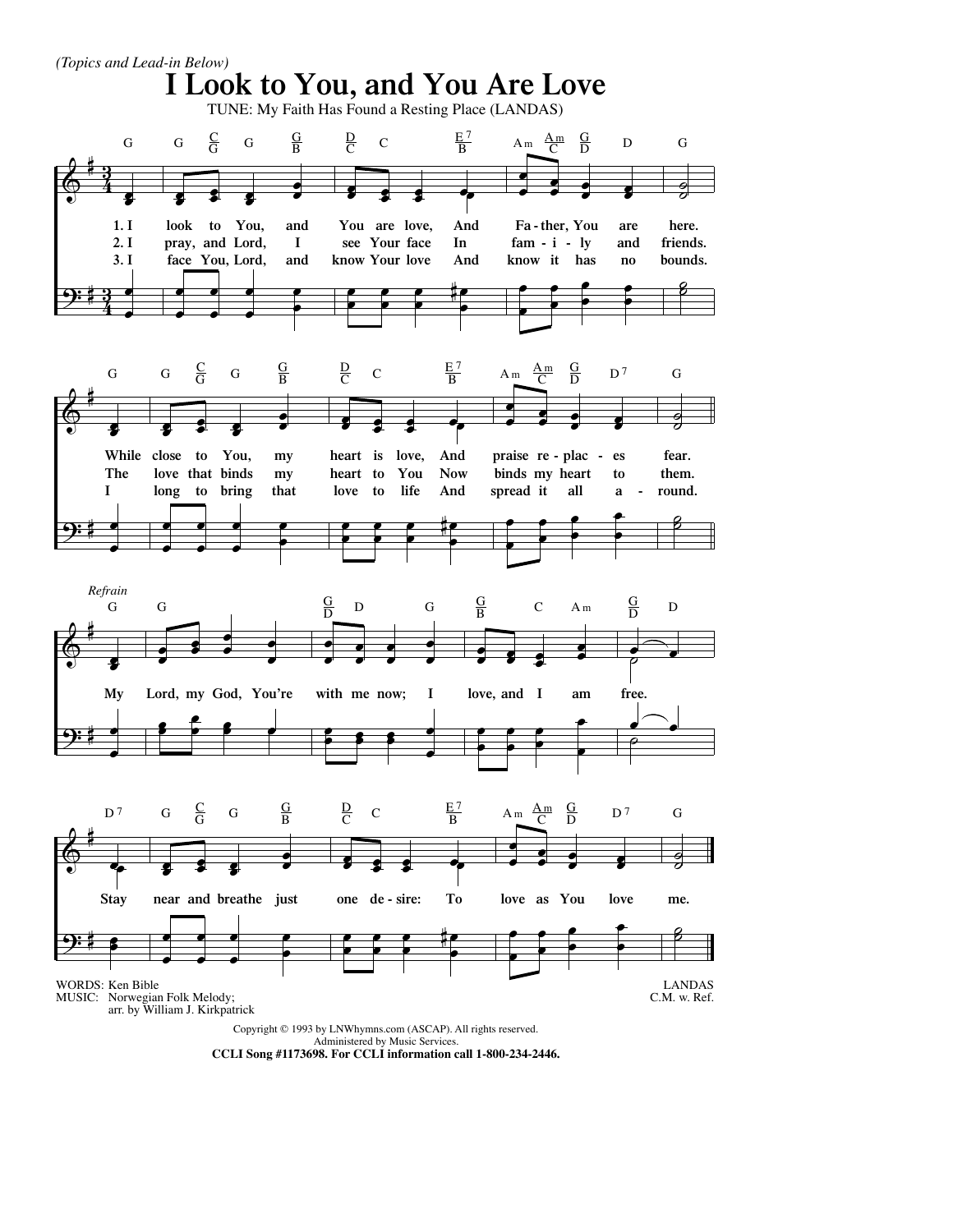*(Topics and Lead-in Below)*

# I Look to You, and You Are Love

TUNE: My Faith Has Found a Resting Place (LANDAS)

1. I look to You, and You are love, And Father, You are here. While close to You, my heart is love, And praise replaces fear.
2. I pray, and Lord, I see Your face In family and friends. The love that binds my heart to You Now binds my heart to them.
3. I face You, Lord, and know Your love And know it has no bounds. I long to bring that love to life And spread it all around.

*Refrain*

My Lord, my God, You're with me now; I love, and I am free. Stay near and breathe just one desire: To love as You love me.

WORDS: Ken Bible
MUSIC: Norwegian Folk Melody; arr. by William J. Kirkpatrick

LANDAS
C.M. w. Ref.

Copyright © 1993 by LNWhymns.com (ASCAP). All rights reserved.
Administered by Music Services.
**CCLI Song #1173698. For CCLI information call 1-800-234-2446.**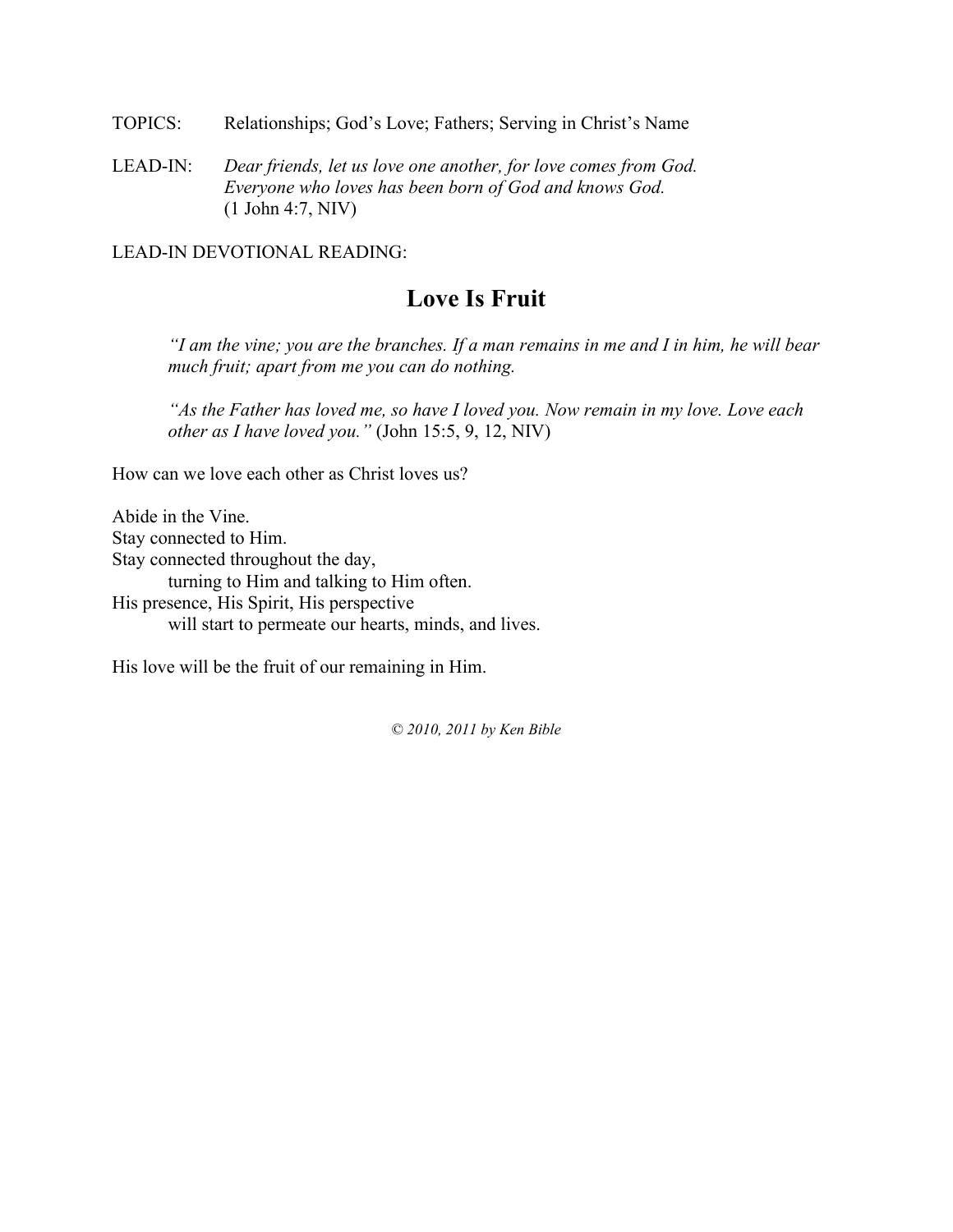TOPICS: Relationships; God's Love; Fathers; Serving in Christ's Name

LEAD-IN: *Dear friends, let us love one another, for love comes from God. Everyone who loves has been born of God and knows God.* (1 John 4:7, NIV)

LEAD-IN DEVOTIONAL READING:

## Love Is Fruit

> *"I am the vine; you are the branches. If a man remains in me and I in him, he will bear much fruit; apart from me you can do nothing.*
>
> *"As the Father has loved me, so have I loved you. Now remain in my love. Love each other as I have loved you."* (John 15:5, 9, 12, NIV)

How can we love each other as Christ loves us?

Abide in the Vine.
Stay connected to Him.
Stay connected throughout the day,
    turning to Him and talking to Him often.
His presence, His Spirit, His perspective
    will start to permeate our hearts, minds, and lives.

His love will be the fruit of our remaining in Him.

*© 2010, 2011 by Ken Bible*